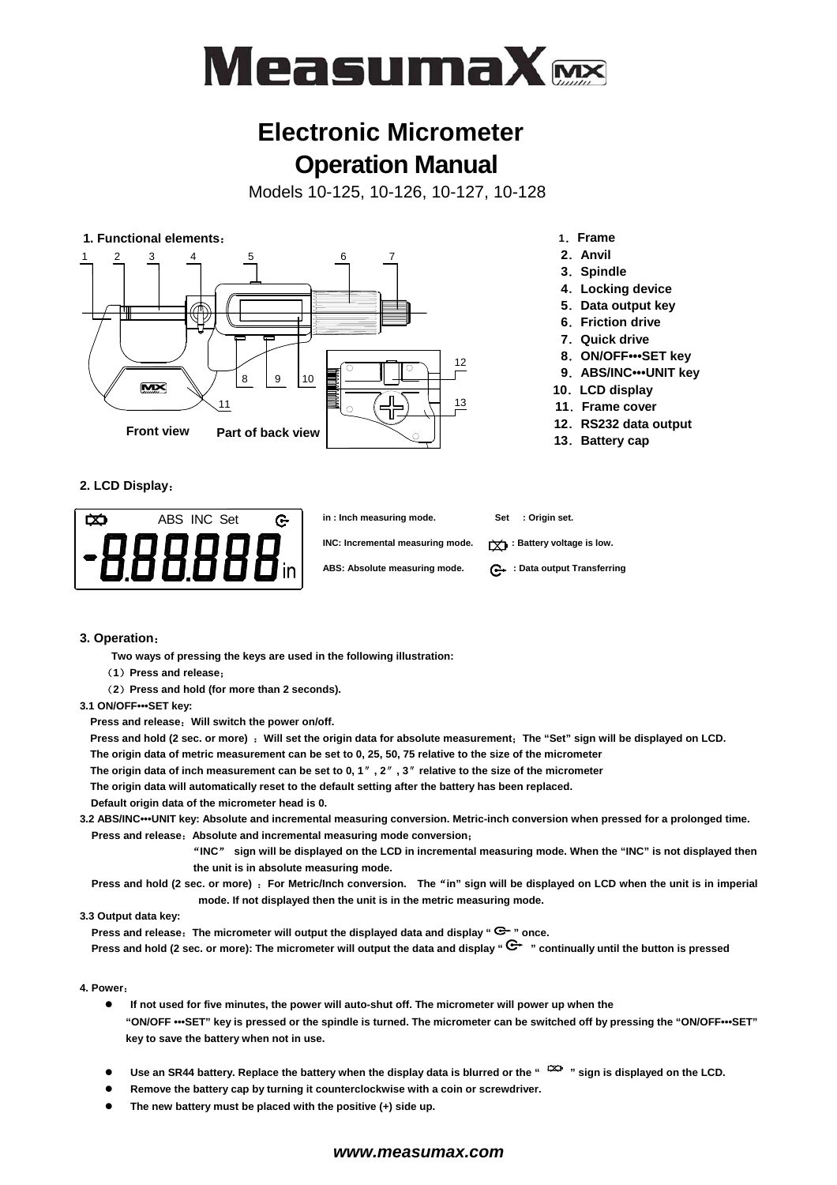# MeasumaX

# Electronic Micrometer

# Operation Manual

Models 10-125, 10-126, 10-127, 10-128

### 1. Functional elements：

1．Frame
2．Anvil
3．Spindle
4．Locking device
5．Data output key
6．Friction drive
7．Quick drive
8．ON/OFF•••SET key
9．ABS/INC•••UNIT key
10．LCD display
11．Frame cover
12．RS232 data output
13．Battery cap

Front view　　Part of back view

### 2. LCD Display：

**in : Inch measuring mode.**

**INC: Incremental measuring mode.**

**ABS: Absolute measuring mode.**

**Set : Origin set.**

**: Battery voltage is low.**

**: Data output Transferring**

### 3. Operation：

**Two ways of pressing the keys are used in the following illustration:**

**（1）Press and release；**

**（2）Press and hold (for more than 2 seconds).**

**3.1 ON/OFF•••SET key:**

**Press and release：Will switch the power on/off.**

**Press and hold (2 sec. or more) ：Will set the origin data for absolute measurement；The "Set" sign will be displayed on LCD.**

**The origin data of metric measurement can be set to 0, 25, 50, 75 relative to the size of the micrometer**

**The origin data of inch measurement can be set to 0, 1″, 2″, 3″ relative to the size of the micrometer**

**The origin data will automatically reset to the default setting after the battery has been replaced.**

**Default origin data of the micrometer head is 0.**

**3.2 ABS/INC•••UNIT key: Absolute and incremental measuring conversion. Metric-inch conversion when pressed for a prolonged time.**

**Press and release：Absolute and incremental measuring mode conversion；**

**"INC" sign will be displayed on the LCD in incremental measuring mode. When the "INC" is not displayed then the unit is in absolute measuring mode.**

**Press and hold (2 sec. or more) ：For Metric/Inch conversion. The "in" sign will be displayed on LCD when the unit is in imperial mode. If not displayed then the unit is in the metric measuring mode.**

**3.3 Output data key:**

**Press and release：The micrometer will output the displayed data and display " " once.**

**Press and hold (2 sec. or more): The micrometer will output the data and display " " continually until the button is pressed**

**4. Power：**

- **If not used for five minutes, the power will auto-shut off. The micrometer will power up when the "ON/OFF •••SET" key is pressed or the spindle is turned. The micrometer can be switched off by pressing the "ON/OFF•••SET" key to save the battery when not in use.**
- **Use an SR44 battery. Replace the battery when the display data is blurred or the " " sign is displayed on the LCD.**
- **Remove the battery cap by turning it counterclockwise with a coin or screwdriver.**
- **The new battery must be placed with the positive (+) side up.**

***www.measumax.com***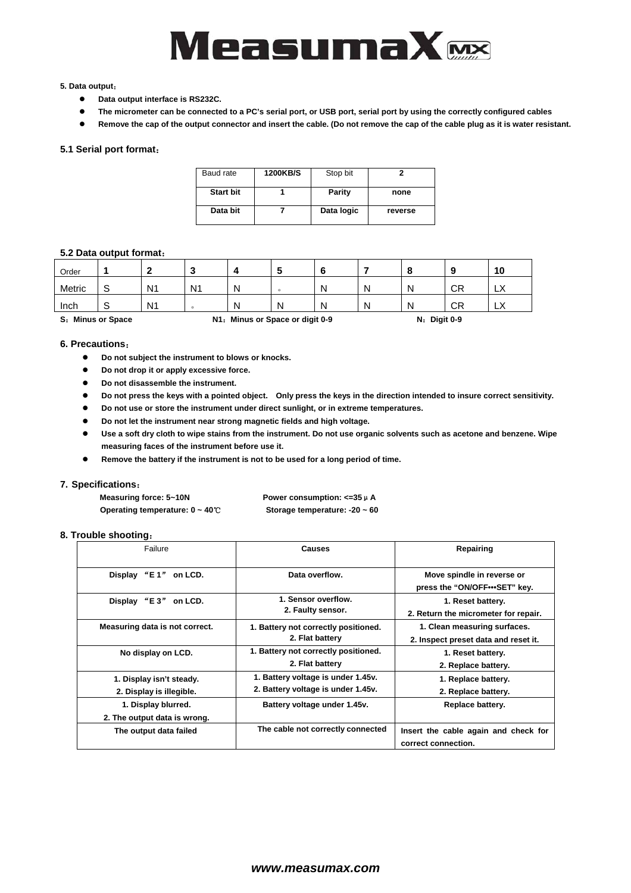**5. Data output：**

- **Data output interface is RS232C.**
- **The micrometer can be connected to a PC's serial port, or USB port, serial port by using the correctly configured cables**
- **Remove the cap of the output connector and insert the cable. (Do not remove the cap of the cable plug as it is water resistant.**

### 5.1 Serial port format：

| Baud rate | 1200KB/S | Stop bit | 2 |
|---|---|---|---|
| Start bit | 1 | Parity | none |
| Data bit | 7 | Data logic | reverse |

### 5.2 Data output format：

| Order | 1 | 2 | 3 | 4 | 5 | 6 | 7 | 8 | 9 | 10 |
|---|---|---|---|---|---|---|---|---|---|---|
| Metric | S | N1 | N1 | N | 。 | N | N | N | CR | LX |
| Inch | S | N1 | 。 | N | N | N | N | N | CR | LX |

**S：Minus or Space** **N1：Minus or Space or digit 0-9** **N：Digit 0-9**

### 6. Precautions：

- **Do not subject the instrument to blows or knocks.**
- **Do not drop it or apply excessive force.**
- **Do not disassemble the instrument.**
- **Do not press the keys with a pointed object. Only press the keys in the direction intended to insure correct sensitivity.**
- **Do not use or store the instrument under direct sunlight, or in extreme temperatures.**
- **Do not let the instrument near strong magnetic fields and high voltage.**
- **Use a soft dry cloth to wipe stains from the instrument. Do not use organic solvents such as acetone and benzene. Wipe measuring faces of the instrument before use it.**
- **Remove the battery if the instrument is not to be used for a long period of time.**

### 7. Specifications：

**Measuring force: 5~10N** **Power consumption: <=35μA**

**Operating temperature: 0 ~ 40℃** **Storage temperature: -20 ~ 60**

### 8. Trouble shooting：

| Failure | Causes | Repairing |
|---|---|---|
| Display "E 1" on LCD. | Data overflow. | Move spindle in reverse or press the "ON/OFF•••SET" key. |
| Display "E 3" on LCD. | 1. Sensor overflow.<br>2. Faulty sensor. | 1. Reset battery.<br>2. Return the micrometer for repair. |
| Measuring data is not correct. | 1. Battery not correctly positioned.<br>2. Flat battery | 1. Clean measuring surfaces.<br>2. Inspect preset data and reset it. |
| No display on LCD. | 1. Battery not correctly positioned.<br>2. Flat battery | 1. Reset battery.<br>2. Replace battery. |
| 1. Display isn't steady.<br>2. Display is illegible. | 1. Battery voltage is under 1.45v.<br>2. Battery voltage is under 1.45v. | 1. Replace battery.<br>2. Replace battery. |
| 1. Display blurred.<br>2. The output data is wrong. | Battery voltage under 1.45v. | Replace battery. |
| The output data failed | The cable not correctly connected | Insert the cable again and check for correct connection. |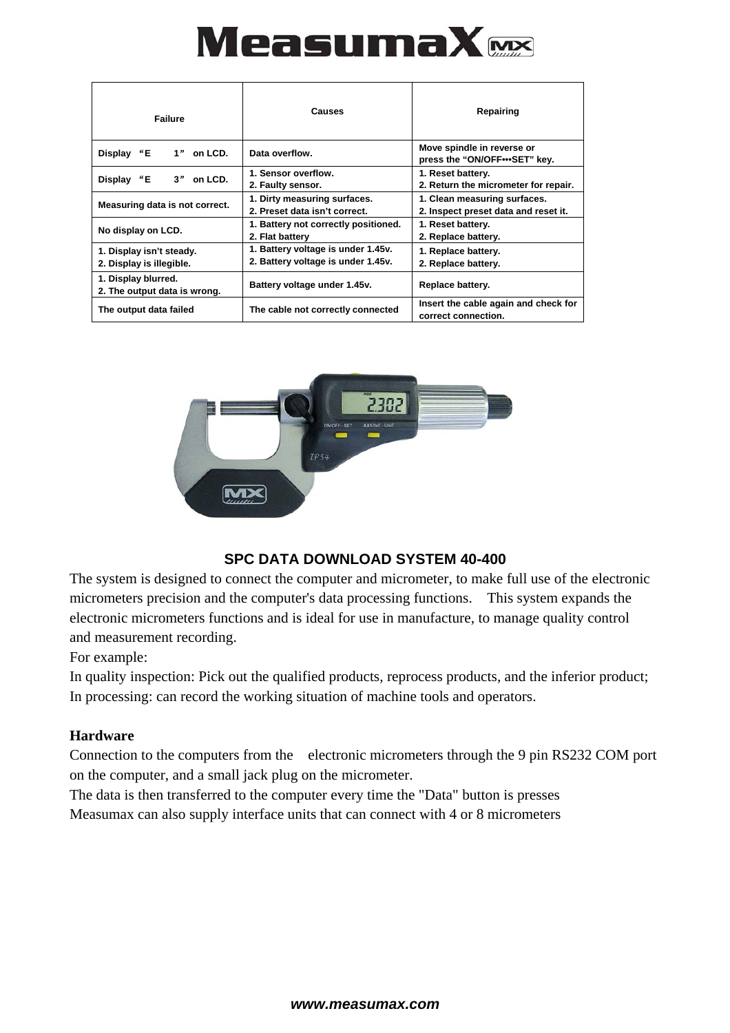# MeasumaX

| Failure | Causes | Repairing |
| --- | --- | --- |
| Display "E 1" on LCD. | Data overflow. | Move spindle in reverse or press the "ON/OFF•••SET" key. |
| Display "E 3" on LCD. | 1. Sensor overflow.<br>2. Faulty sensor. | 1. Reset battery.<br>2. Return the micrometer for repair. |
| Measuring data is not correct. | 1. Dirty measuring surfaces.<br>2. Preset data isn't correct. | 1. Clean measuring surfaces.<br>2. Inspect preset data and reset it. |
| No display on LCD. | 1. Battery not correctly positioned.<br>2. Flat battery | 1. Reset battery.<br>2. Replace battery. |
| 1. Display isn't steady.<br>2. Display is illegible. | 1. Battery voltage is under 1.45v.<br>2. Battery voltage is under 1.45v. | 1. Replace battery.<br>2. Replace battery. |
| 1. Display blurred.<br>2. The output data is wrong. | Battery voltage under 1.45v. | Replace battery. |
| The output data failed | The cable not correctly connected | Insert the cable again and check for correct connection. |

## SPC DATA DOWNLOAD SYSTEM 40-400

The system is designed to connect the computer and micrometer, to make full use of the electronic micrometers precision and the computer's data processing functions. This system expands the electronic micrometers functions and is ideal for use in manufacture, to manage quality control and measurement recording.

For example:

In quality inspection: Pick out the qualified products, reprocess products, and the inferior product;

In processing: can record the working situation of machine tools and operators.

**Hardware**

Connection to the computers from the electronic micrometers through the 9 pin RS232 COM port on the computer, and a small jack plug on the micrometer.

The data is then transferred to the computer every time the "Data" button is presses

Measumax can also supply interface units that can connect with 4 or 8 micrometers

*www.measumax.com*